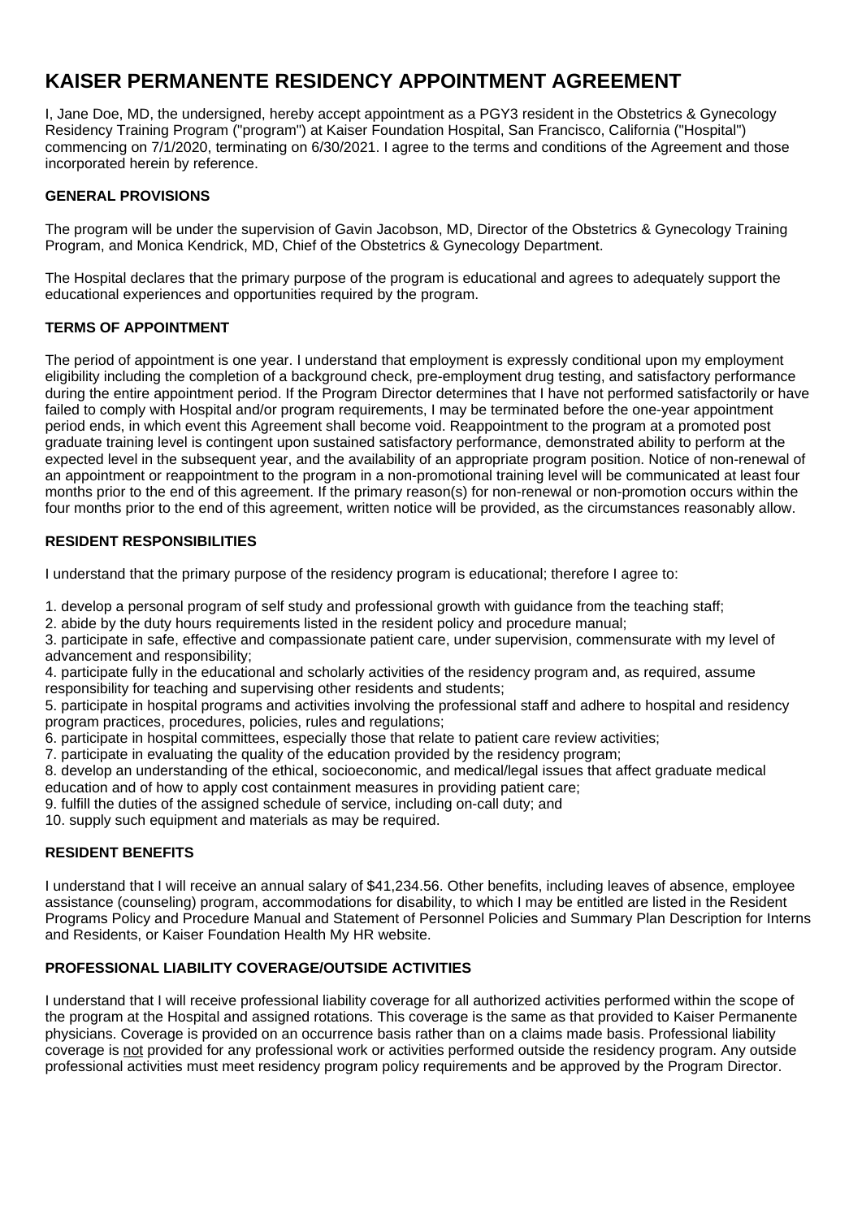# KAISER PERMANENTE RESIDENCY APPOINTMENT AGREEMENT

I, Jane Doe, MD, the undersigned, hereby accept appointment as a PGY3 resident in the Obstetrics & Gynecology Residency Training Program ("program") at Kaiser Foundation Hospital, San Francisco, California ("Hospital") commencing on 7/1/2020, terminating on 6/30/2021. I agree to the terms and conditions of the Agreement and those incorporated herein by reference.

**GENERAL PROVISIONS**

The program will be under the supervision of Gavin Jacobson, MD, Director of the Obstetrics & Gynecology Training Program, and Monica Kendrick, MD, Chief of the Obstetrics & Gynecology Department.

The Hospital declares that the primary purpose of the program is educational and agrees to adequately support the educational experiences and opportunities required by the program.

**TERMS OF APPOINTMENT**

The period of appointment is one year. I understand that employment is expressly conditional upon my employment eligibility including the completion of a background check, pre-employment drug testing, and satisfactory performance during the entire appointment period. If the Program Director determines that I have not performed satisfactorily or have failed to comply with Hospital and/or program requirements, I may be terminated before the one-year appointment period ends, in which event this Agreement shall become void. Reappointment to the program at a promoted post graduate training level is contingent upon sustained satisfactory performance, demonstrated ability to perform at the expected level in the subsequent year, and the availability of an appropriate program position. Notice of non-renewal of an appointment or reappointment to the program in a non-promotional training level will be communicated at least four months prior to the end of this agreement. If the primary reason(s) for non-renewal or non-promotion occurs within the four months prior to the end of this agreement, written notice will be provided, as the circumstances reasonably allow.

**RESIDENT RESPONSIBILITIES**

I understand that the primary purpose of the residency program is educational; therefore I agree to:

1. develop a personal program of self study and professional growth with guidance from the teaching staff;
2. abide by the duty hours requirements listed in the resident policy and procedure manual;
3. participate in safe, effective and compassionate patient care, under supervision, commensurate with my level of advancement and responsibility;
4. participate fully in the educational and scholarly activities of the residency program and, as required, assume responsibility for teaching and supervising other residents and students;
5. participate in hospital programs and activities involving the professional staff and adhere to hospital and residency program practices, procedures, policies, rules and regulations;
6. participate in hospital committees, especially those that relate to patient care review activities;
7. participate in evaluating the quality of the education provided by the residency program;
8. develop an understanding of the ethical, socioeconomic, and medical/legal issues that affect graduate medical education and of how to apply cost containment measures in providing patient care;
9. fulfill the duties of the assigned schedule of service, including on-call duty; and
10. supply such equipment and materials as may be required.

**RESIDENT BENEFITS**

I understand that I will receive an annual salary of $41,234.56. Other benefits, including leaves of absence, employee assistance (counseling) program, accommodations for disability, to which I may be entitled are listed in the Resident Programs Policy and Procedure Manual and Statement of Personnel Policies and Summary Plan Description for Interns and Residents, or Kaiser Foundation Health My HR website.

**PROFESSIONAL LIABILITY COVERAGE/OUTSIDE ACTIVITIES**

I understand that I will receive professional liability coverage for all authorized activities performed within the scope of the program at the Hospital and assigned rotations. This coverage is the same as that provided to Kaiser Permanente physicians. Coverage is provided on an occurrence basis rather than on a claims made basis. Professional liability coverage is <u>not</u> provided for any professional work or activities performed outside the residency program. Any outside professional activities must meet residency program policy requirements and be approved by the Program Director.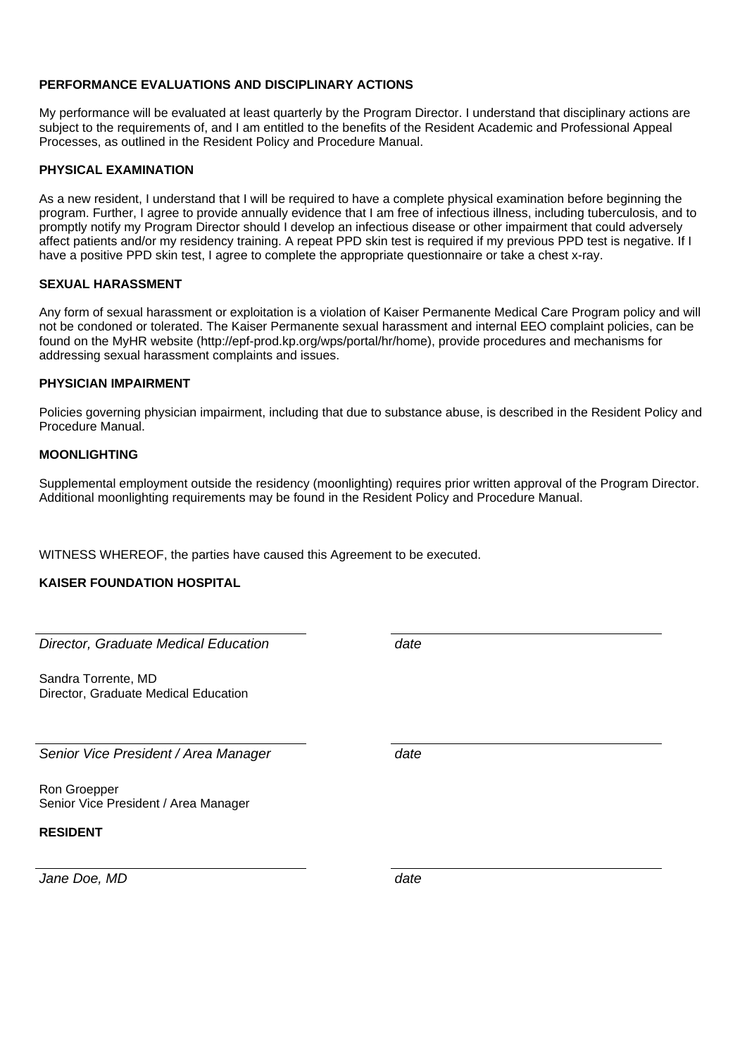**PERFORMANCE EVALUATIONS AND DISCIPLINARY ACTIONS**

My performance will be evaluated at least quarterly by the Program Director. I understand that disciplinary actions are subject to the requirements of, and I am entitled to the benefits of the Resident Academic and Professional Appeal Processes, as outlined in the Resident Policy and Procedure Manual.

**PHYSICAL EXAMINATION**

As a new resident, I understand that I will be required to have a complete physical examination before beginning the program. Further, I agree to provide annually evidence that I am free of infectious illness, including tuberculosis, and to promptly notify my Program Director should I develop an infectious disease or other impairment that could adversely affect patients and/or my residency training. A repeat PPD skin test is required if my previous PPD test is negative. If I have a positive PPD skin test, I agree to complete the appropriate questionnaire or take a chest x-ray.

**SEXUAL HARASSMENT**

Any form of sexual harassment or exploitation is a violation of Kaiser Permanente Medical Care Program policy and will not be condoned or tolerated. The Kaiser Permanente sexual harassment and internal EEO complaint policies, can be found on the MyHR website (http://epf-prod.kp.org/wps/portal/hr/home), provide procedures and mechanisms for addressing sexual harassment complaints and issues.

**PHYSICIAN IMPAIRMENT**

Policies governing physician impairment, including that due to substance abuse, is described in the Resident Policy and Procedure Manual.

**MOONLIGHTING**

Supplemental employment outside the residency (moonlighting) requires prior written approval of the Program Director. Additional moonlighting requirements may be found in the Resident Policy and Procedure Manual.

WITNESS WHEREOF, the parties have caused this Agreement to be executed.

**KAISER FOUNDATION HOSPITAL**

| | |
|---|---|
| *Director, Graduate Medical Education* | *date* |

Sandra Torrente, MD
Director, Graduate Medical Education

| | |
|---|---|
| *Senior Vice President / Area Manager* | *date* |

Ron Groepper
Senior Vice President / Area Manager

**RESIDENT**

| | |
|---|---|
| *Jane Doe, MD* | *date* |